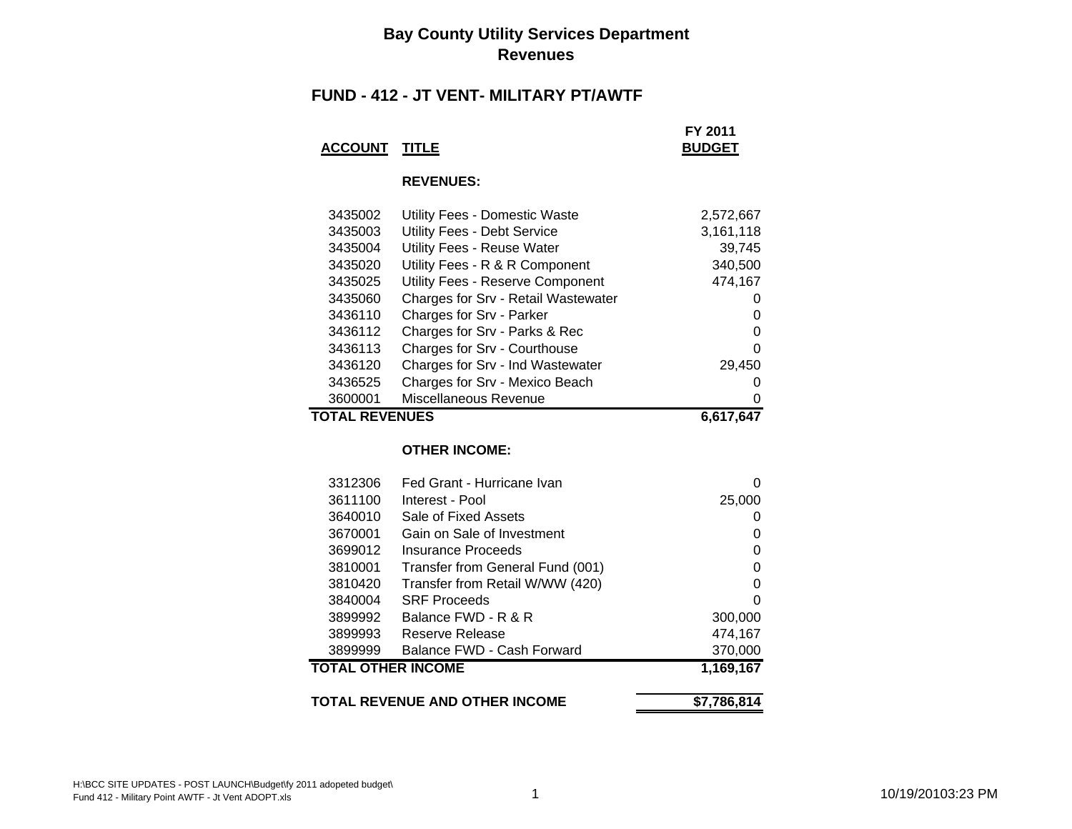# Bay County Utility Services Department
## Revenues

### FUND - 412 - JT VENT- MILITARY PT/AWTF

| ACCOUNT | TITLE | FY 2011 BUDGET |
|---|---|---|
| | **REVENUES:** | |
| 3435002 | Utility Fees - Domestic Waste | 2,572,667 |
| 3435003 | Utility Fees - Debt Service | 3,161,118 |
| 3435004 | Utility Fees - Reuse Water | 39,745 |
| 3435020 | Utility Fees - R & R Component | 340,500 |
| 3435025 | Utility Fees - Reserve Component | 474,167 |
| 3435060 | Charges for Srv - Retail Wastewater | 0 |
| 3436110 | Charges for Srv - Parker | 0 |
| 3436112 | Charges for Srv - Parks & Rec | 0 |
| 3436113 | Charges for Srv - Courthouse | 0 |
| 3436120 | Charges for Srv - Ind Wastewater | 29,450 |
| 3436525 | Charges for Srv - Mexico Beach | 0 |
| 3600001 | Miscellaneous Revenue | 0 |
| **TOTAL REVENUES** | | **6,617,647** |
| | **OTHER INCOME:** | |
| 3312306 | Fed Grant - Hurricane Ivan | 0 |
| 3611100 | Interest - Pool | 25,000 |
| 3640010 | Sale of Fixed Assets | 0 |
| 3670001 | Gain on Sale of Investment | 0 |
| 3699012 | Insurance Proceeds | 0 |
| 3810001 | Transfer from General Fund (001) | 0 |
| 3810420 | Transfer from Retail W/WW (420) | 0 |
| 3840004 | SRF Proceeds | 0 |
| 3899992 | Balance FWD - R & R | 300,000 |
| 3899993 | Reserve Release | 474,167 |
| 3899999 | Balance FWD - Cash Forward | 370,000 |
| **TOTAL OTHER INCOME** | | **1,169,167** |
| **TOTAL REVENUE AND OTHER INCOME** | | **$7,786,814** |

H:\BCC SITE UPDATES - POST LAUNCH\Budget\fy 2011 adopeted budget\
Fund 412 - Military Point AWTF - Jt Vent ADOPT.xls

10/19/20103:23 PM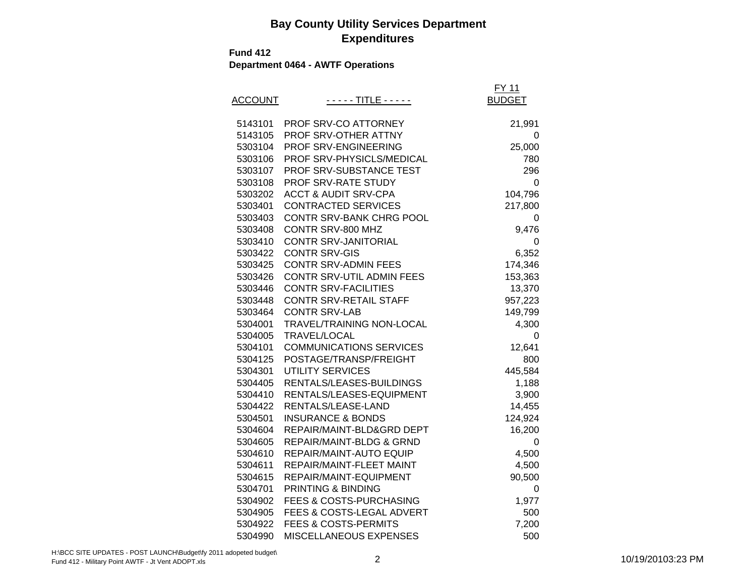# Bay County Utility Services Department
## Expenditures

**Fund 412**
**Department 0464 - AWTF Operations**

| ACCOUNT | - - - - - TITLE - - - - - | FY 11 BUDGET |
|---|---|---|
| 5143101 | PROF SRV-CO ATTORNEY | 21,991 |
| 5143105 | PROF SRV-OTHER ATTNY | 0 |
| 5303104 | PROF SRV-ENGINEERING | 25,000 |
| 5303106 | PROF SRV-PHYSICLS/MEDICAL | 780 |
| 5303107 | PROF SRV-SUBSTANCE TEST | 296 |
| 5303108 | PROF SRV-RATE STUDY | 0 |
| 5303202 | ACCT & AUDIT SRV-CPA | 104,796 |
| 5303401 | CONTRACTED SERVICES | 217,800 |
| 5303403 | CONTR SRV-BANK CHRG POOL | 0 |
| 5303408 | CONTR SRV-800 MHZ | 9,476 |
| 5303410 | CONTR SRV-JANITORIAL | 0 |
| 5303422 | CONTR SRV-GIS | 6,352 |
| 5303425 | CONTR SRV-ADMIN FEES | 174,346 |
| 5303426 | CONTR SRV-UTIL ADMIN FEES | 153,363 |
| 5303446 | CONTR SRV-FACILITIES | 13,370 |
| 5303448 | CONTR SRV-RETAIL STAFF | 957,223 |
| 5303464 | CONTR SRV-LAB | 149,799 |
| 5304001 | TRAVEL/TRAINING NON-LOCAL | 4,300 |
| 5304005 | TRAVEL/LOCAL | 0 |
| 5304101 | COMMUNICATIONS SERVICES | 12,641 |
| 5304125 | POSTAGE/TRANSP/FREIGHT | 800 |
| 5304301 | UTILITY SERVICES | 445,584 |
| 5304405 | RENTALS/LEASES-BUILDINGS | 1,188 |
| 5304410 | RENTALS/LEASES-EQUIPMENT | 3,900 |
| 5304422 | RENTALS/LEASE-LAND | 14,455 |
| 5304501 | INSURANCE & BONDS | 124,924 |
| 5304604 | REPAIR/MAINT-BLD&GRD DEPT | 16,200 |
| 5304605 | REPAIR/MAINT-BLDG & GRND | 0 |
| 5304610 | REPAIR/MAINT-AUTO EQUIP | 4,500 |
| 5304611 | REPAIR/MAINT-FLEET MAINT | 4,500 |
| 5304615 | REPAIR/MAINT-EQUIPMENT | 90,500 |
| 5304701 | PRINTING & BINDING | 0 |
| 5304902 | FEES & COSTS-PURCHASING | 1,977 |
| 5304905 | FEES & COSTS-LEGAL ADVERT | 500 |
| 5304922 | FEES & COSTS-PERMITS | 7,200 |
| 5304990 | MISCELLANEOUS EXPENSES | 500 |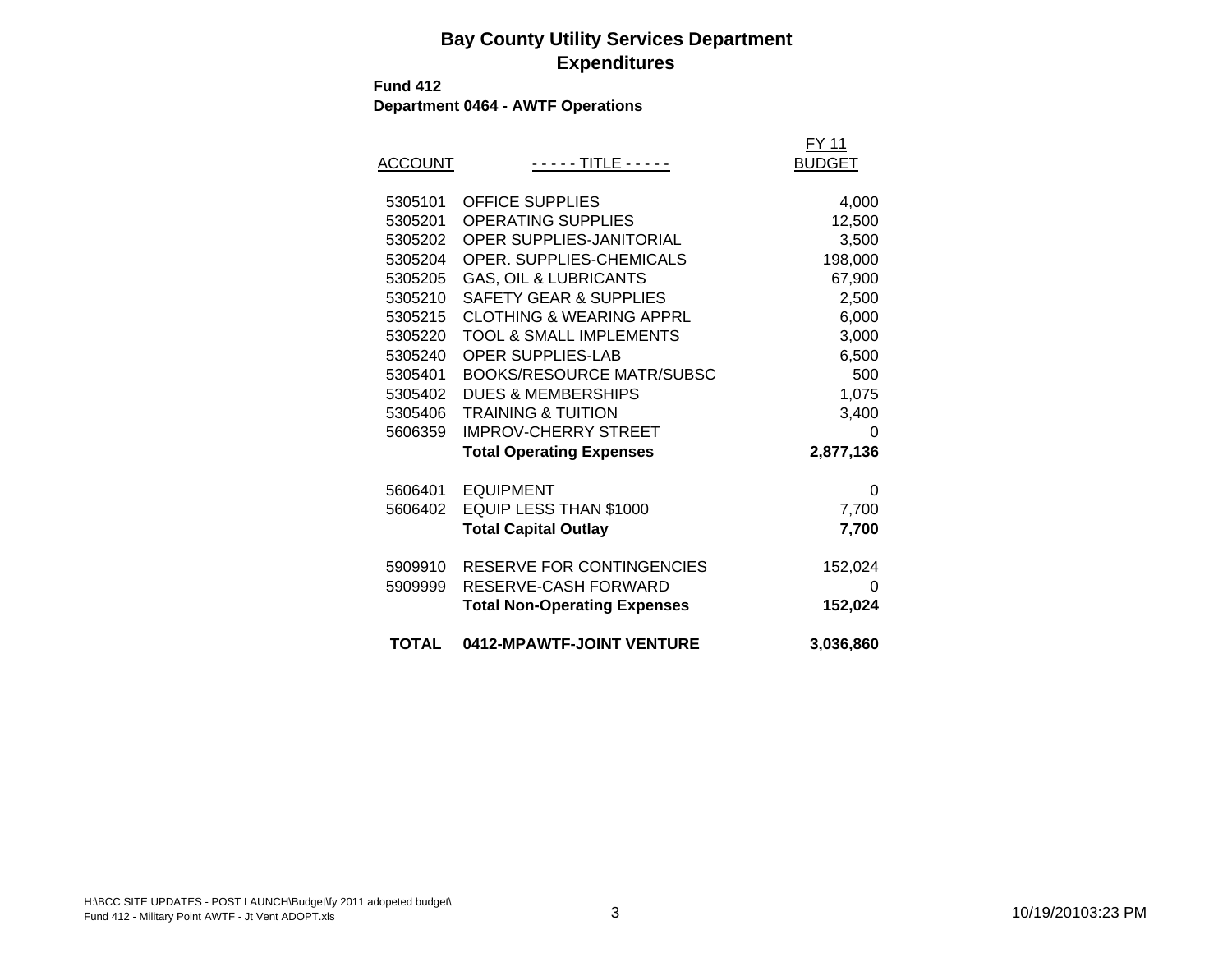# Bay County Utility Services Department
## Expenditures

**Fund 412**
**Department 0464 - AWTF Operations**

| ACCOUNT | - - - - - TITLE - - - - - | FY 11 BUDGET |
|---|---|---|
| 5305101 | OFFICE SUPPLIES | 4,000 |
| 5305201 | OPERATING SUPPLIES | 12,500 |
| 5305202 | OPER SUPPLIES-JANITORIAL | 3,500 |
| 5305204 | OPER. SUPPLIES-CHEMICALS | 198,000 |
| 5305205 | GAS, OIL & LUBRICANTS | 67,900 |
| 5305210 | SAFETY GEAR & SUPPLIES | 2,500 |
| 5305215 | CLOTHING & WEARING APPRL | 6,000 |
| 5305220 | TOOL & SMALL IMPLEMENTS | 3,000 |
| 5305240 | OPER SUPPLIES-LAB | 6,500 |
| 5305401 | BOOKS/RESOURCE MATR/SUBSC | 500 |
| 5305402 | DUES & MEMBERSHIPS | 1,075 |
| 5305406 | TRAINING & TUITION | 3,400 |
| 5606359 | IMPROV-CHERRY STREET | 0 |
| | **Total Operating Expenses** | **2,877,136** |
| | | |
| 5606401 | EQUIPMENT | 0 |
| 5606402 | EQUIP LESS THAN $1000 | 7,700 |
| | **Total Capital Outlay** | **7,700** |
| | | |
| 5909910 | RESERVE FOR CONTINGENCIES | 152,024 |
| 5909999 | RESERVE-CASH FORWARD | 0 |
| | **Total Non-Operating Expenses** | **152,024** |
| | | |
| **TOTAL** | **0412-MPAWTF-JOINT VENTURE** | **3,036,860** |

H:\BCC SITE UPDATES - POST LAUNCH\Budget\fy 2011 adopeted budget\
Fund 412 - Military Point AWTF - Jt Vent ADOPT.xls

10/19/20103:23 PM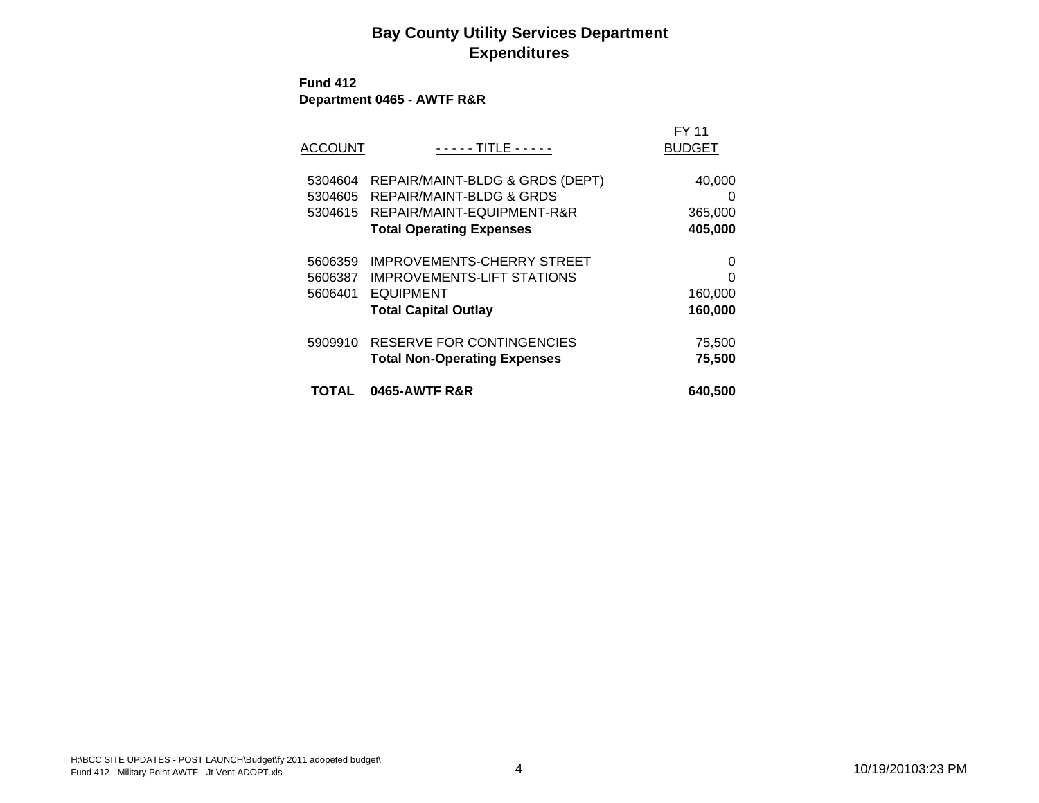# Bay County Utility Services Department
## Expenditures

**Fund 412**
**Department 0465 - AWTF R&R**

| ACCOUNT | - - - - - TITLE - - - - - | FY 11 BUDGET |
|---|---|---|
| 5304604 | REPAIR/MAINT-BLDG & GRDS (DEPT) | 40,000 |
| 5304605 | REPAIR/MAINT-BLDG & GRDS | 0 |
| 5304615 | REPAIR/MAINT-EQUIPMENT-R&R | 365,000 |
| | **Total Operating Expenses** | **405,000** |
| 5606359 | IMPROVEMENTS-CHERRY STREET | 0 |
| 5606387 | IMPROVEMENTS-LIFT STATIONS | 0 |
| 5606401 | EQUIPMENT | 160,000 |
| | **Total Capital Outlay** | **160,000** |
| 5909910 | RESERVE FOR CONTINGENCIES | 75,500 |
| | **Total Non-Operating Expenses** | **75,500** |
| **TOTAL** | **0465-AWTF R&R** | **640,500** |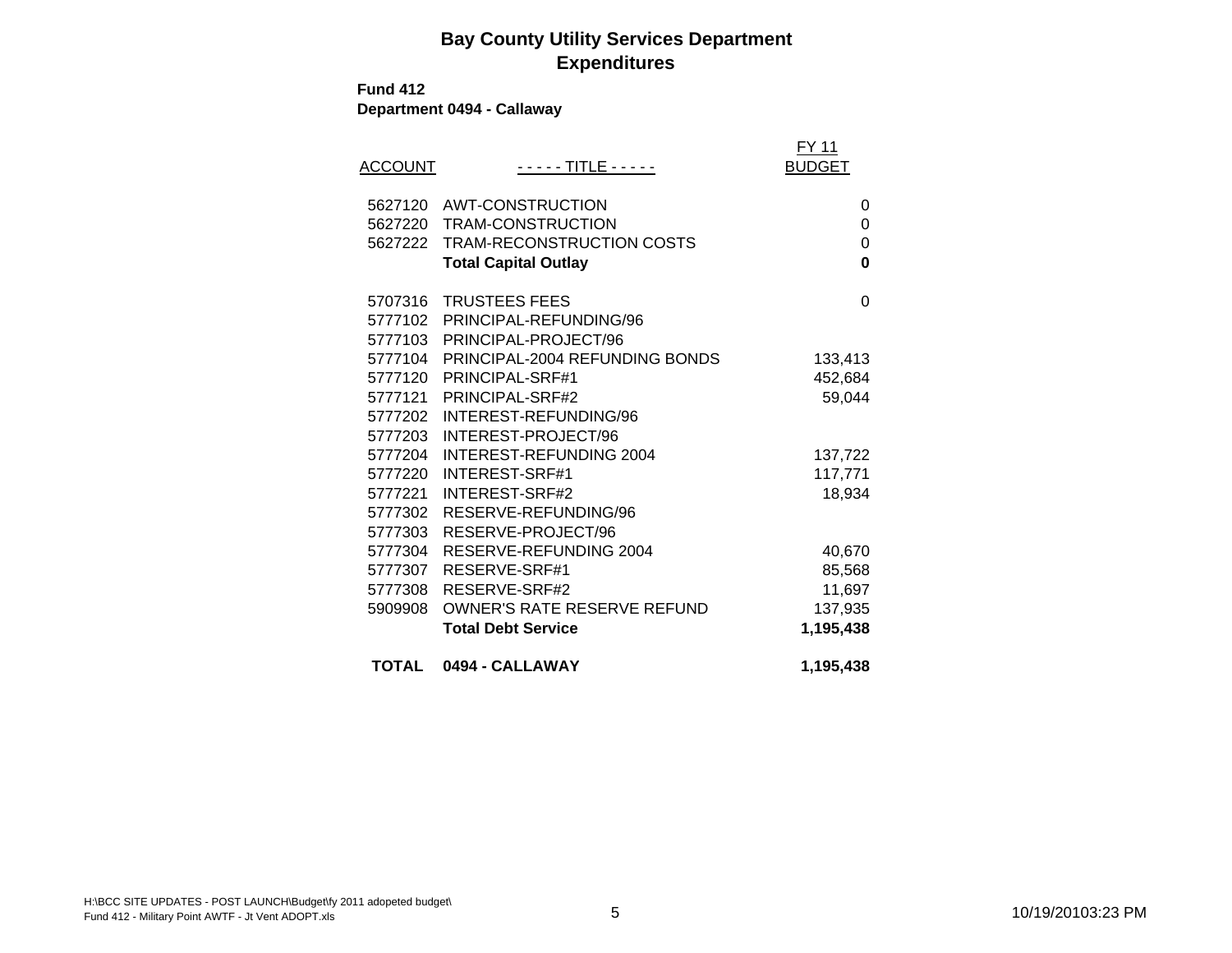# Bay County Utility Services Department
## Expenditures

**Fund 412**
**Department 0494 - Callaway**

| ACCOUNT | ----- TITLE ----- | FY 11 BUDGET |
|---|---|---|
| 5627120 | AWT-CONSTRUCTION | 0 |
| 5627220 | TRAM-CONSTRUCTION | 0 |
| 5627222 | TRAM-RECONSTRUCTION COSTS | 0 |
| | **Total Capital Outlay** | **0** |
| 5707316 | TRUSTEES FEES | 0 |
| 5777102 | PRINCIPAL-REFUNDING/96 | |
| 5777103 | PRINCIPAL-PROJECT/96 | |
| 5777104 | PRINCIPAL-2004 REFUNDING BONDS | 133,413 |
| 5777120 | PRINCIPAL-SRF#1 | 452,684 |
| 5777121 | PRINCIPAL-SRF#2 | 59,044 |
| 5777202 | INTEREST-REFUNDING/96 | |
| 5777203 | INTEREST-PROJECT/96 | |
| 5777204 | INTEREST-REFUNDING 2004 | 137,722 |
| 5777220 | INTEREST-SRF#1 | 117,771 |
| 5777221 | INTEREST-SRF#2 | 18,934 |
| 5777302 | RESERVE-REFUNDING/96 | |
| 5777303 | RESERVE-PROJECT/96 | |
| 5777304 | RESERVE-REFUNDING 2004 | 40,670 |
| 5777307 | RESERVE-SRF#1 | 85,568 |
| 5777308 | RESERVE-SRF#2 | 11,697 |
| 5909908 | OWNER'S RATE RESERVE REFUND | 137,935 |
| | **Total Debt Service** | **1,195,438** |
| **TOTAL** | **0494 - CALLAWAY** | **1,195,438** |

H:\BCC SITE UPDATES - POST LAUNCH\Budget\fy 2011 adopeted budget\
Fund 412 - Military Point AWTF - Jt Vent ADOPT.xls

10/19/20103:23 PM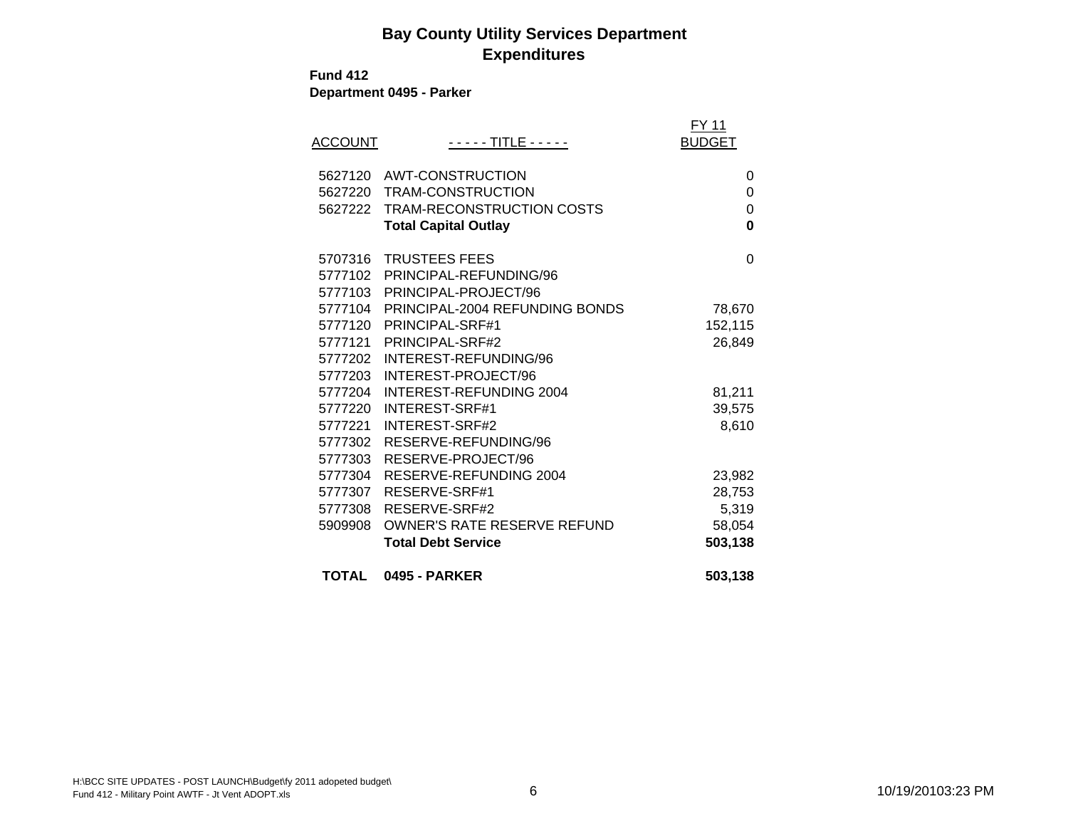# Bay County Utility Services Department
## Expenditures

**Fund 412**
**Department 0495 - Parker**

| ACCOUNT | - - - - - TITLE - - - - - | FY 11 BUDGET |
|---|---|---|
| 5627120 | AWT-CONSTRUCTION | 0 |
| 5627220 | TRAM-CONSTRUCTION | 0 |
| 5627222 | TRAM-RECONSTRUCTION COSTS | 0 |
| | **Total Capital Outlay** | **0** |
| 5707316 | TRUSTEES FEES | 0 |
| 5777102 | PRINCIPAL-REFUNDING/96 | |
| 5777103 | PRINCIPAL-PROJECT/96 | |
| 5777104 | PRINCIPAL-2004 REFUNDING BONDS | 78,670 |
| 5777120 | PRINCIPAL-SRF#1 | 152,115 |
| 5777121 | PRINCIPAL-SRF#2 | 26,849 |
| 5777202 | INTEREST-REFUNDING/96 | |
| 5777203 | INTEREST-PROJECT/96 | |
| 5777204 | INTEREST-REFUNDING 2004 | 81,211 |
| 5777220 | INTEREST-SRF#1 | 39,575 |
| 5777221 | INTEREST-SRF#2 | 8,610 |
| 5777302 | RESERVE-REFUNDING/96 | |
| 5777303 | RESERVE-PROJECT/96 | |
| 5777304 | RESERVE-REFUNDING 2004 | 23,982 |
| 5777307 | RESERVE-SRF#1 | 28,753 |
| 5777308 | RESERVE-SRF#2 | 5,319 |
| 5909908 | OWNER'S RATE RESERVE REFUND | 58,054 |
| | **Total Debt Service** | **503,138** |
| **TOTAL** | **0495 - PARKER** | **503,138** |

H:\BCC SITE UPDATES - POST LAUNCH\Budget\fy 2011 adopeted budget\
Fund 412 - Military Point AWTF - Jt Vent ADOPT.xls

10/19/20103:23 PM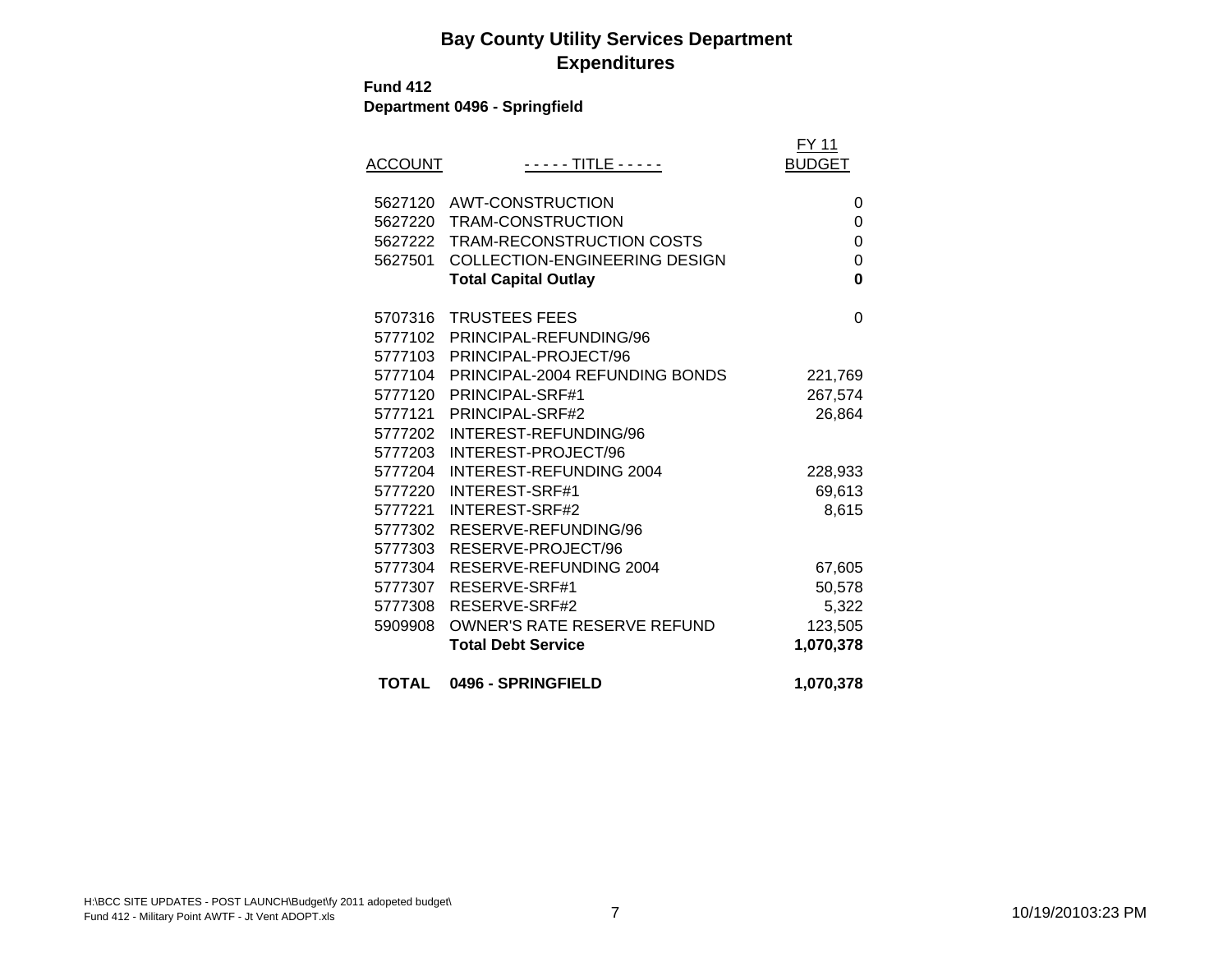# Bay County Utility Services Department
## Expenditures

**Fund 412**
**Department 0496 - Springfield**

| ACCOUNT | - - - - - TITLE - - - - - | FY 11 BUDGET |
|---|---|---|
| 5627120 | AWT-CONSTRUCTION | 0 |
| 5627220 | TRAM-CONSTRUCTION | 0 |
| 5627222 | TRAM-RECONSTRUCTION COSTS | 0 |
| 5627501 | COLLECTION-ENGINEERING DESIGN | 0 |
| | **Total Capital Outlay** | **0** |
| 5707316 | TRUSTEES FEES | 0 |
| 5777102 | PRINCIPAL-REFUNDING/96 | |
| 5777103 | PRINCIPAL-PROJECT/96 | |
| 5777104 | PRINCIPAL-2004 REFUNDING BONDS | 221,769 |
| 5777120 | PRINCIPAL-SRF#1 | 267,574 |
| 5777121 | PRINCIPAL-SRF#2 | 26,864 |
| 5777202 | INTEREST-REFUNDING/96 | |
| 5777203 | INTEREST-PROJECT/96 | |
| 5777204 | INTEREST-REFUNDING 2004 | 228,933 |
| 5777220 | INTEREST-SRF#1 | 69,613 |
| 5777221 | INTEREST-SRF#2 | 8,615 |
| 5777302 | RESERVE-REFUNDING/96 | |
| 5777303 | RESERVE-PROJECT/96 | |
| 5777304 | RESERVE-REFUNDING 2004 | 67,605 |
| 5777307 | RESERVE-SRF#1 | 50,578 |
| 5777308 | RESERVE-SRF#2 | 5,322 |
| 5909908 | OWNER'S RATE RESERVE REFUND | 123,505 |
| | **Total Debt Service** | **1,070,378** |
| **TOTAL** | **0496 - SPRINGFIELD** | **1,070,378** |

H:\BCC SITE UPDATES - POST LAUNCH\Budget\fy 2011 adopeted budget\Fund 412 - Military Point AWTF - Jt Vent ADOPT.xls

10/19/20103:23 PM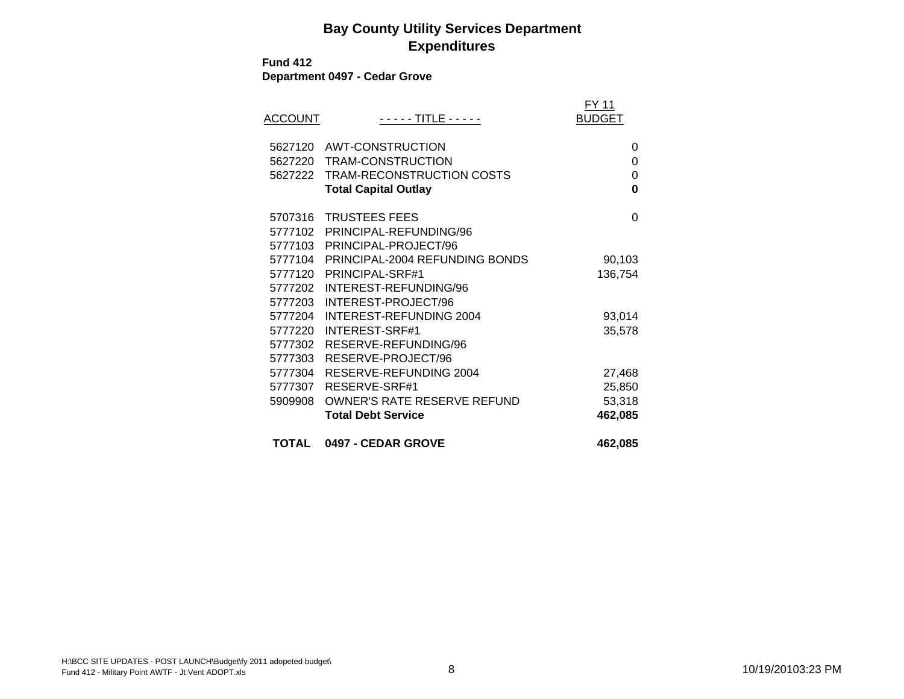# Bay County Utility Services Department
## Expenditures

**Fund 412**
**Department 0497 - Cedar Grove**

| ACCOUNT | - - - - - TITLE - - - - - | FY 11 BUDGET |
|---|---|---|
| 5627120 | AWT-CONSTRUCTION | 0 |
| 5627220 | TRAM-CONSTRUCTION | 0 |
| 5627222 | TRAM-RECONSTRUCTION COSTS | 0 |
| | **Total Capital Outlay** | **0** |
| 5707316 | TRUSTEES FEES | 0 |
| 5777102 | PRINCIPAL-REFUNDING/96 | |
| 5777103 | PRINCIPAL-PROJECT/96 | |
| 5777104 | PRINCIPAL-2004 REFUNDING BONDS | 90,103 |
| 5777120 | PRINCIPAL-SRF#1 | 136,754 |
| 5777202 | INTEREST-REFUNDING/96 | |
| 5777203 | INTEREST-PROJECT/96 | |
| 5777204 | INTEREST-REFUNDING 2004 | 93,014 |
| 5777220 | INTEREST-SRF#1 | 35,578 |
| 5777302 | RESERVE-REFUNDING/96 | |
| 5777303 | RESERVE-PROJECT/96 | |
| 5777304 | RESERVE-REFUNDING 2004 | 27,468 |
| 5777307 | RESERVE-SRF#1 | 25,850 |
| 5909908 | OWNER'S RATE RESERVE REFUND | 53,318 |
| | **Total Debt Service** | **462,085** |
| **TOTAL** | **0497 - CEDAR GROVE** | **462,085** |

H:\BCC SITE UPDATES - POST LAUNCH\Budget\fy 2011 adopeted budget\
Fund 412 - Military Point AWTF - Jt Vent ADOPT.xls

10/19/20103:23 PM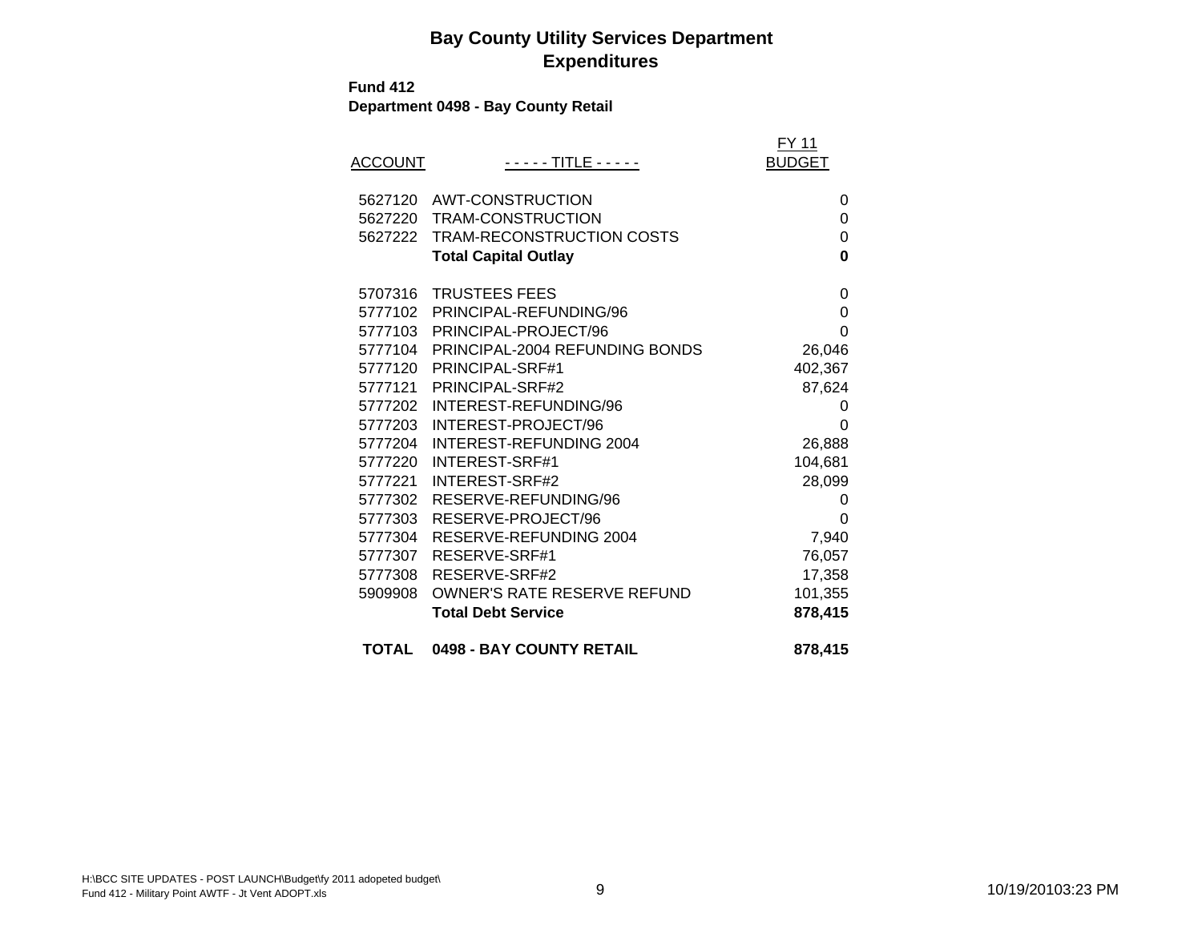# Bay County Utility Services Department
# Expenditures

**Fund 412**
**Department 0498 - Bay County Retail**

| ACCOUNT | - - - - - TITLE - - - - - | FY 11 BUDGET |
|---|---|---|
| 5627120 | AWT-CONSTRUCTION | 0 |
| 5627220 | TRAM-CONSTRUCTION | 0 |
| 5627222 | TRAM-RECONSTRUCTION COSTS | 0 |
| | **Total Capital Outlay** | **0** |
| 5707316 | TRUSTEES FEES | 0 |
| 5777102 | PRINCIPAL-REFUNDING/96 | 0 |
| 5777103 | PRINCIPAL-PROJECT/96 | 0 |
| 5777104 | PRINCIPAL-2004 REFUNDING BONDS | 26,046 |
| 5777120 | PRINCIPAL-SRF#1 | 402,367 |
| 5777121 | PRINCIPAL-SRF#2 | 87,624 |
| 5777202 | INTEREST-REFUNDING/96 | 0 |
| 5777203 | INTEREST-PROJECT/96 | 0 |
| 5777204 | INTEREST-REFUNDING 2004 | 26,888 |
| 5777220 | INTEREST-SRF#1 | 104,681 |
| 5777221 | INTEREST-SRF#2 | 28,099 |
| 5777302 | RESERVE-REFUNDING/96 | 0 |
| 5777303 | RESERVE-PROJECT/96 | 0 |
| 5777304 | RESERVE-REFUNDING 2004 | 7,940 |
| 5777307 | RESERVE-SRF#1 | 76,057 |
| 5777308 | RESERVE-SRF#2 | 17,358 |
| 5909908 | OWNER'S RATE RESERVE REFUND | 101,355 |
| | **Total Debt Service** | **878,415** |
| **TOTAL** | **0498 - BAY COUNTY RETAIL** | **878,415** |

H:\BCC SITE UPDATES - POST LAUNCH\Budget\fy 2011 adopeted budget\
Fund 412 - Military Point AWTF - Jt Vent ADOPT.xls

10/19/20103:23 PM